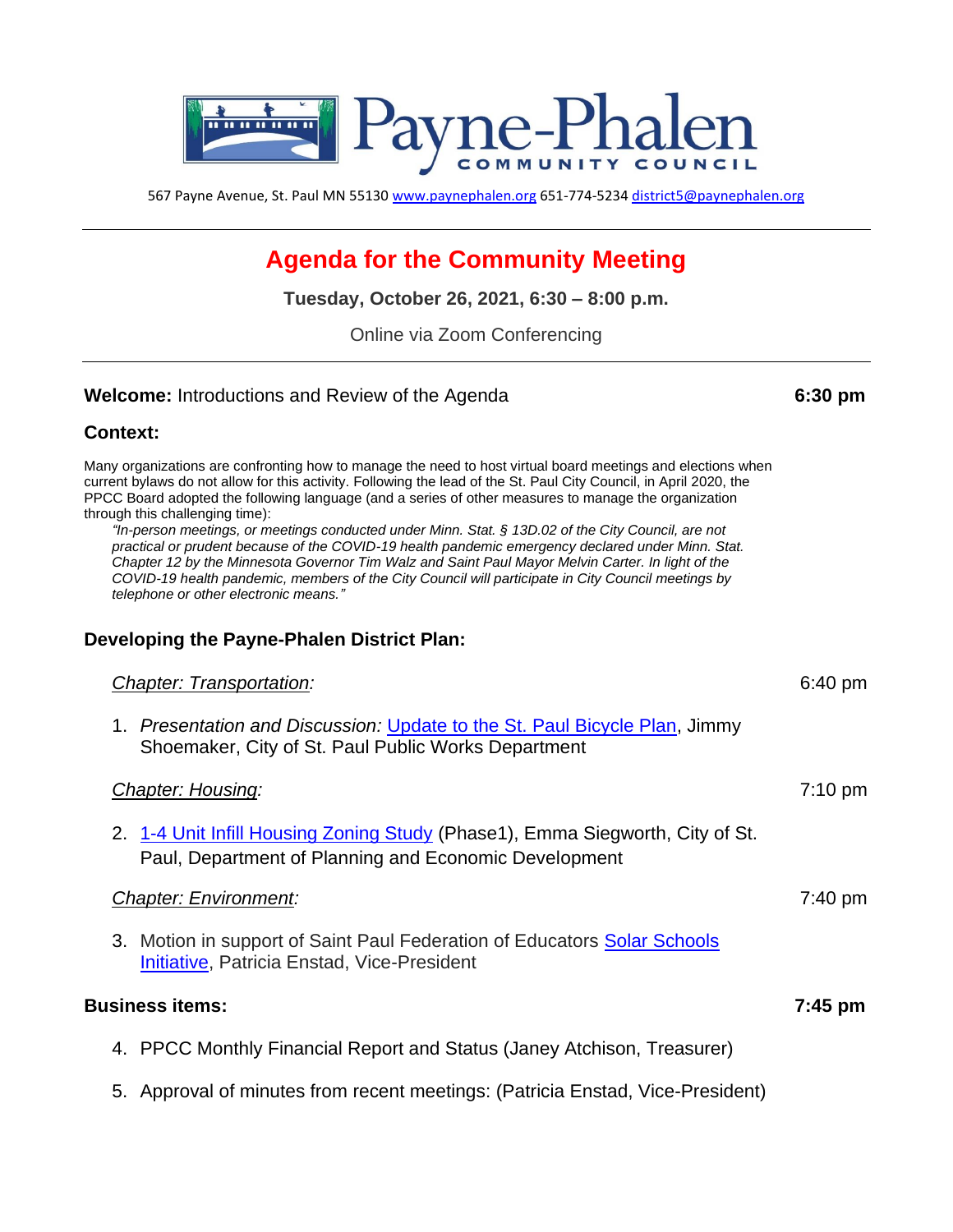# Payne-Phalen COMMUNITY COUNCIL

567 Payne Avenue, St. Paul MN 55130 www.paynephalen.org 651-774-5234 district5@paynephalen.org

---

## Agenda for the Community Meeting

**Tuesday, October 26, 2021, 6:30 – 8:00 p.m.**

Online via Zoom Conferencing

---

**Welcome:** Introductions and Review of the Agenda **6:30 pm**

### Context:

Many organizations are confronting how to manage the need to host virtual board meetings and elections when current bylaws do not allow for this activity. Following the lead of the St. Paul City Council, in April 2020, the PPCC Board adopted the following language (and a series of other measures to manage the organization through this challenging time):

> *"In-person meetings, or meetings conducted under Minn. Stat. § 13D.02 of the City Council, are not practical or prudent because of the COVID-19 health pandemic emergency declared under Minn. Stat. Chapter 12 by the Minnesota Governor Tim Walz and Saint Paul Mayor Melvin Carter. In light of the COVID-19 health pandemic, members of the City Council will participate in City Council meetings by telephone or other electronic means."*

### Developing the Payne-Phalen District Plan:

*Chapter: Transportation:* 6:40 pm

1. *Presentation and Discussion:* Update to the St. Paul Bicycle Plan, Jimmy Shoemaker, City of St. Paul Public Works Department

*Chapter: Housing:* 7:10 pm

2. 1-4 Unit Infill Housing Zoning Study (Phase1), Emma Siegworth, City of St. Paul, Department of Planning and Economic Development

*Chapter: Environment:* 7:40 pm

3. Motion in support of Saint Paul Federation of Educators Solar Schools Initiative, Patricia Enstad, Vice-President

### Business items: **7:45 pm**

4. PPCC Monthly Financial Report and Status (Janey Atchison, Treasurer)
5. Approval of minutes from recent meetings: (Patricia Enstad, Vice-President)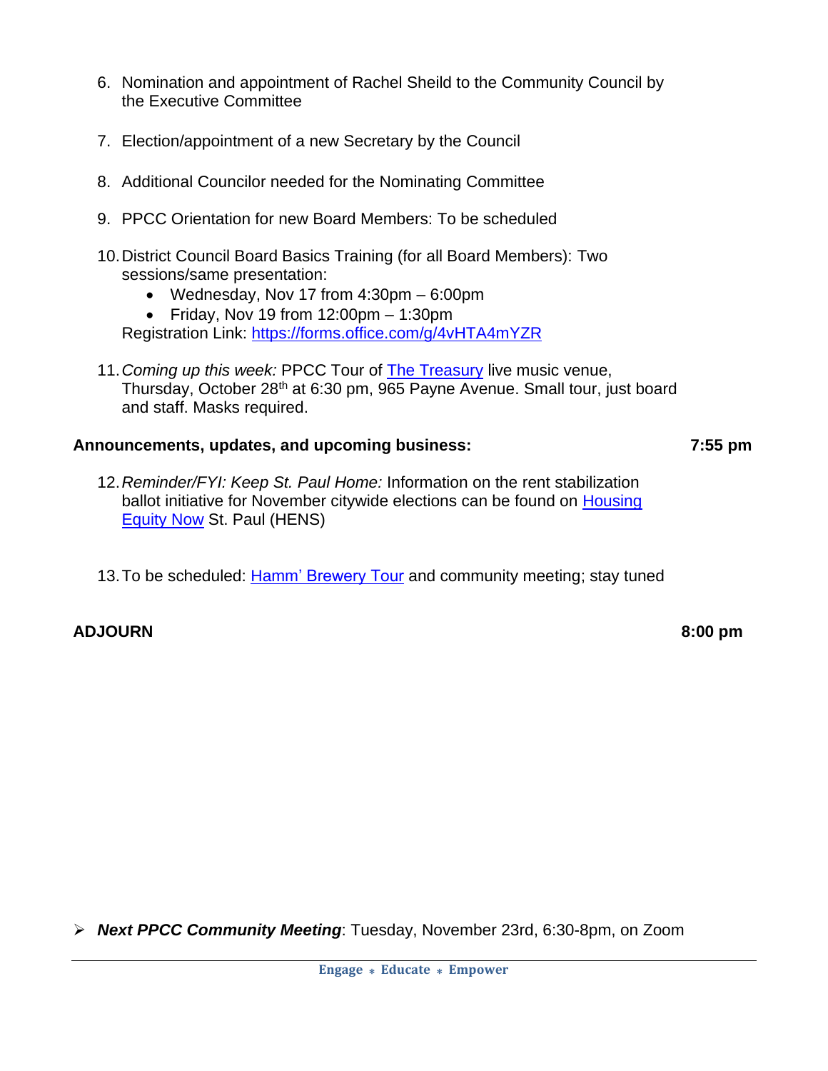6. Nomination and appointment of Rachel Sheild to the Community Council by the Executive Committee

7. Election/appointment of a new Secretary by the Council

8. Additional Councilor needed for the Nominating Committee

9. PPCC Orientation for new Board Members: To be scheduled

10. District Council Board Basics Training (for all Board Members): Two sessions/same presentation:
    - Wednesday, Nov 17 from 4:30pm – 6:00pm
    - Friday, Nov 19 from 12:00pm – 1:30pm

    Registration Link: https://forms.office.com/g/4vHTA4mYZR

11. *Coming up this week:* PPCC Tour of The Treasury live music venue, Thursday, October 28th at 6:30 pm, 965 Payne Avenue. Small tour, just board and staff. Masks required.

**Announcements, updates, and upcoming business:** **7:55 pm**

12. *Reminder/FYI: Keep St. Paul Home:* Information on the rent stabilization ballot initiative for November citywide elections can be found on Housing Equity Now St. Paul (HENS)

13. To be scheduled: Hamm' Brewery Tour and community meeting; stay tuned

**ADJOURN** **8:00 pm**

➢ ***Next PPCC Community Meeting***: Tuesday, November 23rd, 6:30-8pm, on Zoom

**Engage ⁎ Educate ⁎ Empower**